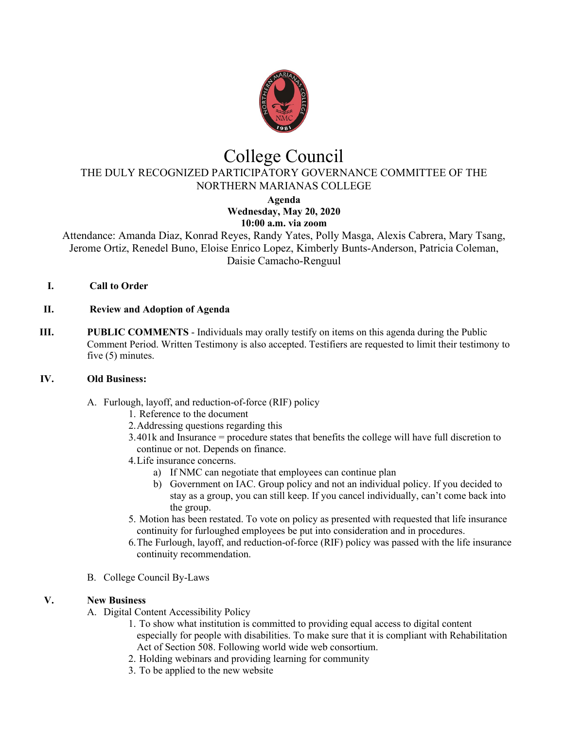# College Council

THE DULY RECOGNIZED PARTICIPATORY GOVERNANCE COMMITTEE OF THE NORTHERN MARIANAS COLLEGE

**Agenda**
**Wednesday, May 20, 2020**
**10:00 a.m. via zoom**

Attendance: Amanda Diaz, Konrad Reyes, Randy Yates, Polly Masga, Alexis Cabrera, Mary Tsang, Jerome Ortiz, Renedel Buno, Eloise Enrico Lopez, Kimberly Bunts-Anderson, Patricia Coleman, Daisie Camacho-Renguul

**I. Call to Order**

**II. Review and Adoption of Agenda**

**III. PUBLIC COMMENTS** - Individuals may orally testify on items on this agenda during the Public Comment Period. Written Testimony is also accepted. Testifiers are requested to limit their testimony to five (5) minutes.

**IV. Old Business:**

A. Furlough, layoff, and reduction-of-force (RIF) policy
   1. Reference to the document
   2. Addressing questions regarding this
   3. 401k and Insurance = procedure states that benefits the college will have full discretion to continue or not. Depends on finance.
   4. Life insurance concerns.
      a) If NMC can negotiate that employees can continue plan
      b) Government on IAC. Group policy and not an individual policy. If you decided to stay as a group, you can still keep. If you cancel individually, can't come back into the group.
   5. Motion has been restated. To vote on policy as presented with requested that life insurance continuity for furloughed employees be put into consideration and in procedures.
   6. The Furlough, layoff, and reduction-of-force (RIF) policy was passed with the life insurance continuity recommendation.

B. College Council By-Laws

**V. New Business**

A. Digital Content Accessibility Policy
   1. To show what institution is committed to providing equal access to digital content especially for people with disabilities. To make sure that it is compliant with Rehabilitation Act of Section 508. Following world wide web consortium.
   2. Holding webinars and providing learning for community
   3. To be applied to the new website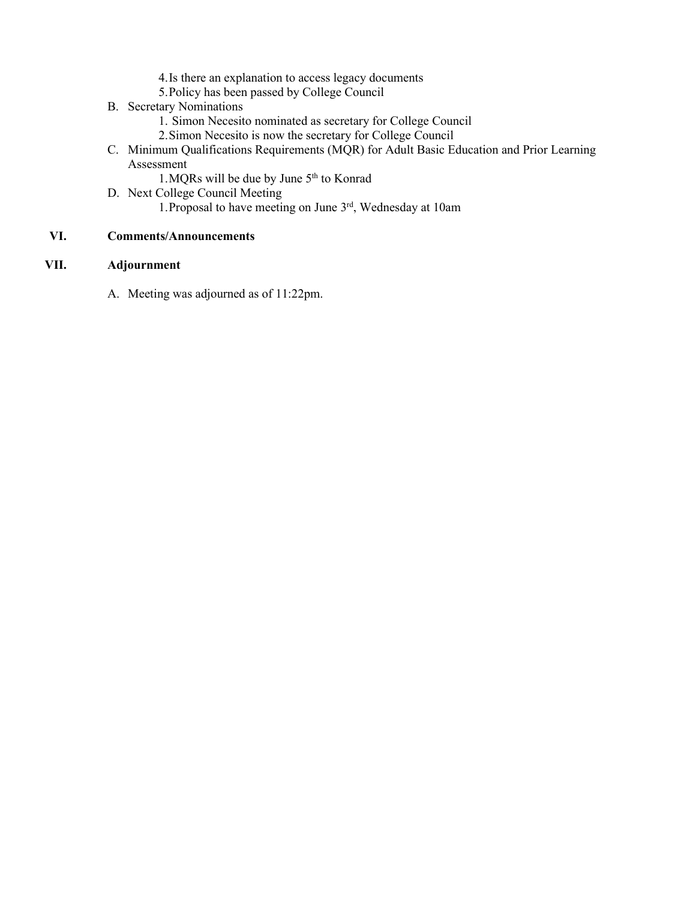4. Is there an explanation to access legacy documents
5. Policy has been passed by College Council

B. Secretary Nominations
   1. Simon Necesito nominated as secretary for College Council
   2. Simon Necesito is now the secretary for College Council

C. Minimum Qualifications Requirements (MQR) for Adult Basic Education and Prior Learning Assessment
   1. MQRs will be due by June 5th to Konrad

D. Next College Council Meeting
   1. Proposal to have meeting on June 3rd, Wednesday at 10am

## VI. Comments/Announcements

## VII. Adjournment

A. Meeting was adjourned as of 11:22pm.